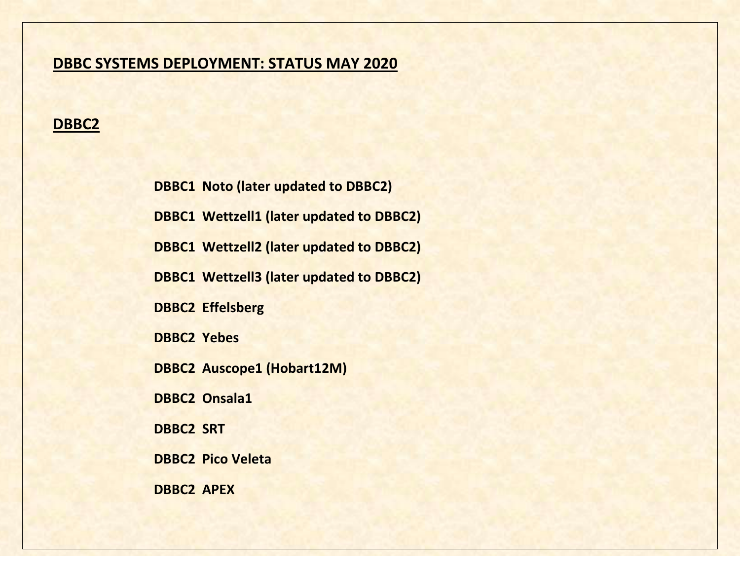# DBBC SYSTEMS DEPLOYMENT: STATUS MAY 2020

## DBBC2

**DBBC1 Noto (later updated to DBBC2)**

**DBBC1 Wettzell1 (later updated to DBBC2)**

**DBBC1 Wettzell2 (later updated to DBBC2)**

**DBBC1 Wettzell3 (later updated to DBBC2)**

**DBBC2 Effelsberg**

**DBBC2 Yebes**

**DBBC2 Auscope1 (Hobart12M)**

**DBBC2 Onsala1**

**DBBC2 SRT**

**DBBC2 Pico Veleta**

**DBBC2 APEX**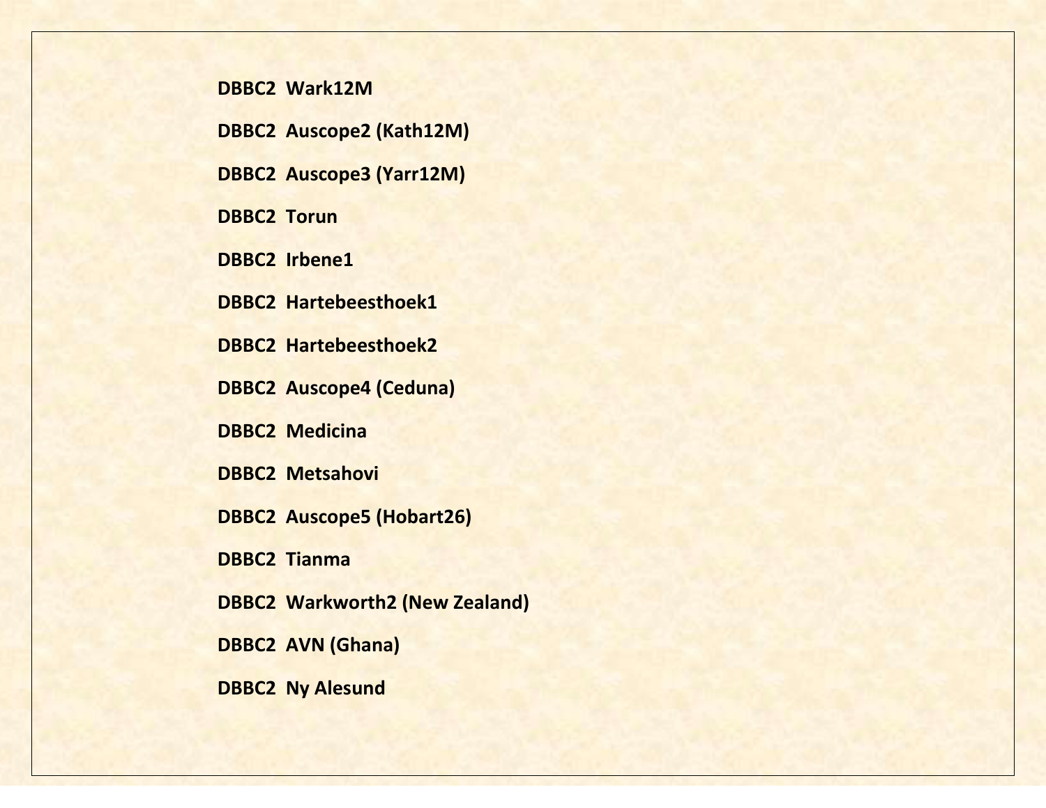**DBBC2 Wark12M**

**DBBC2 Auscope2 (Kath12M)**

**DBBC2 Auscope3 (Yarr12M)**

**DBBC2 Torun**

**DBBC2 Irbene1**

**DBBC2 Hartebeesthoek1**

**DBBC2 Hartebeesthoek2**

**DBBC2 Auscope4 (Ceduna)**

**DBBC2 Medicina**

**DBBC2 Metsahovi**

**DBBC2 Auscope5 (Hobart26)**

**DBBC2 Tianma**

**DBBC2 Warkworth2 (New Zealand)**

**DBBC2 AVN (Ghana)**

**DBBC2 Ny Alesund**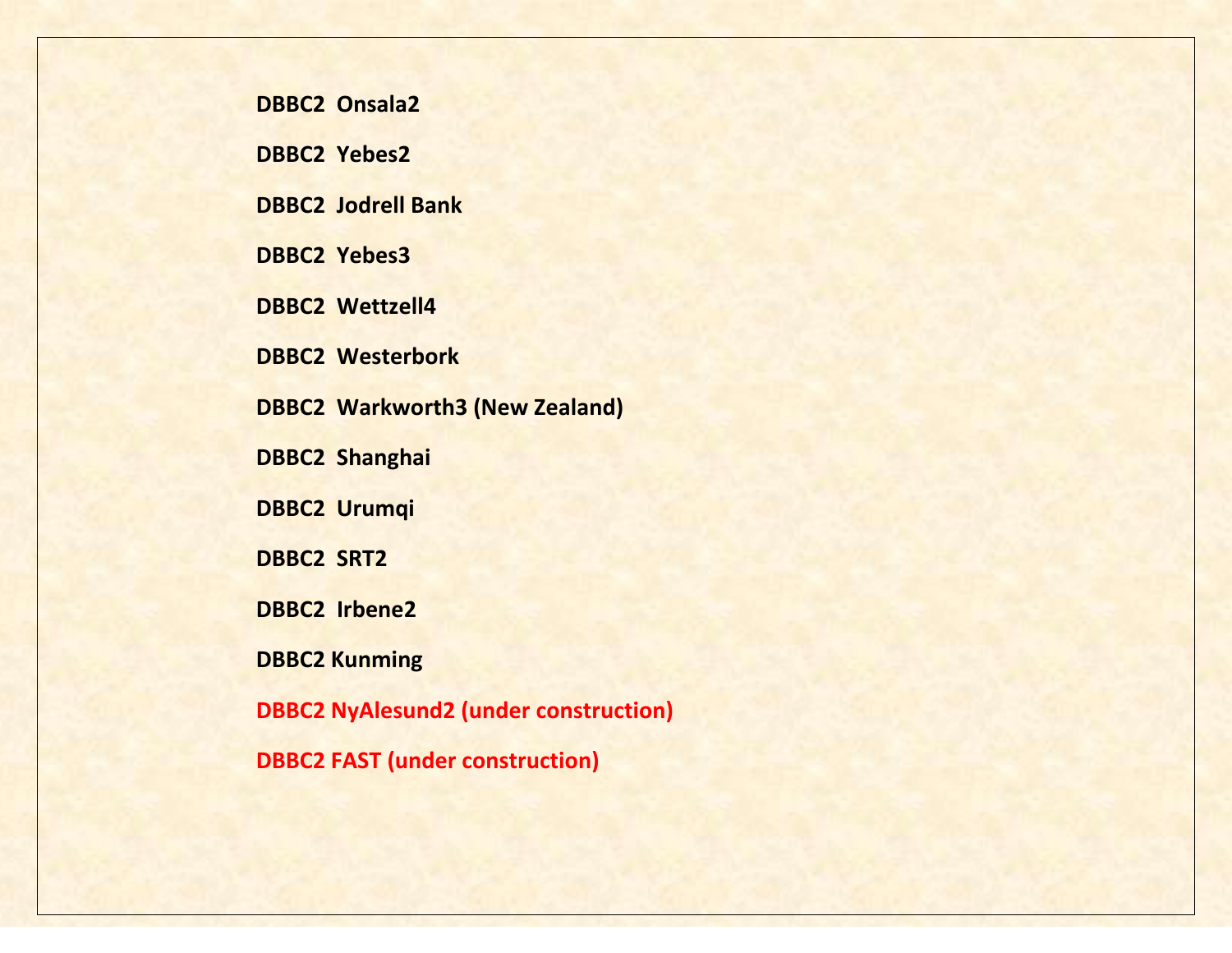**DBBC2 Onsala2**

**DBBC2 Yebes2**

**DBBC2 Jodrell Bank**

**DBBC2 Yebes3**

**DBBC2 Wettzell4**

**DBBC2 Westerbork**

**DBBC2 Warkworth3 (New Zealand)**

**DBBC2 Shanghai**

**DBBC2 Urumqi**

**DBBC2 SRT2**

**DBBC2 Irbene2**

**DBBC2 Kunming**

**DBBC2 NyAlesund2 (under construction)**

**DBBC2 FAST (under construction)**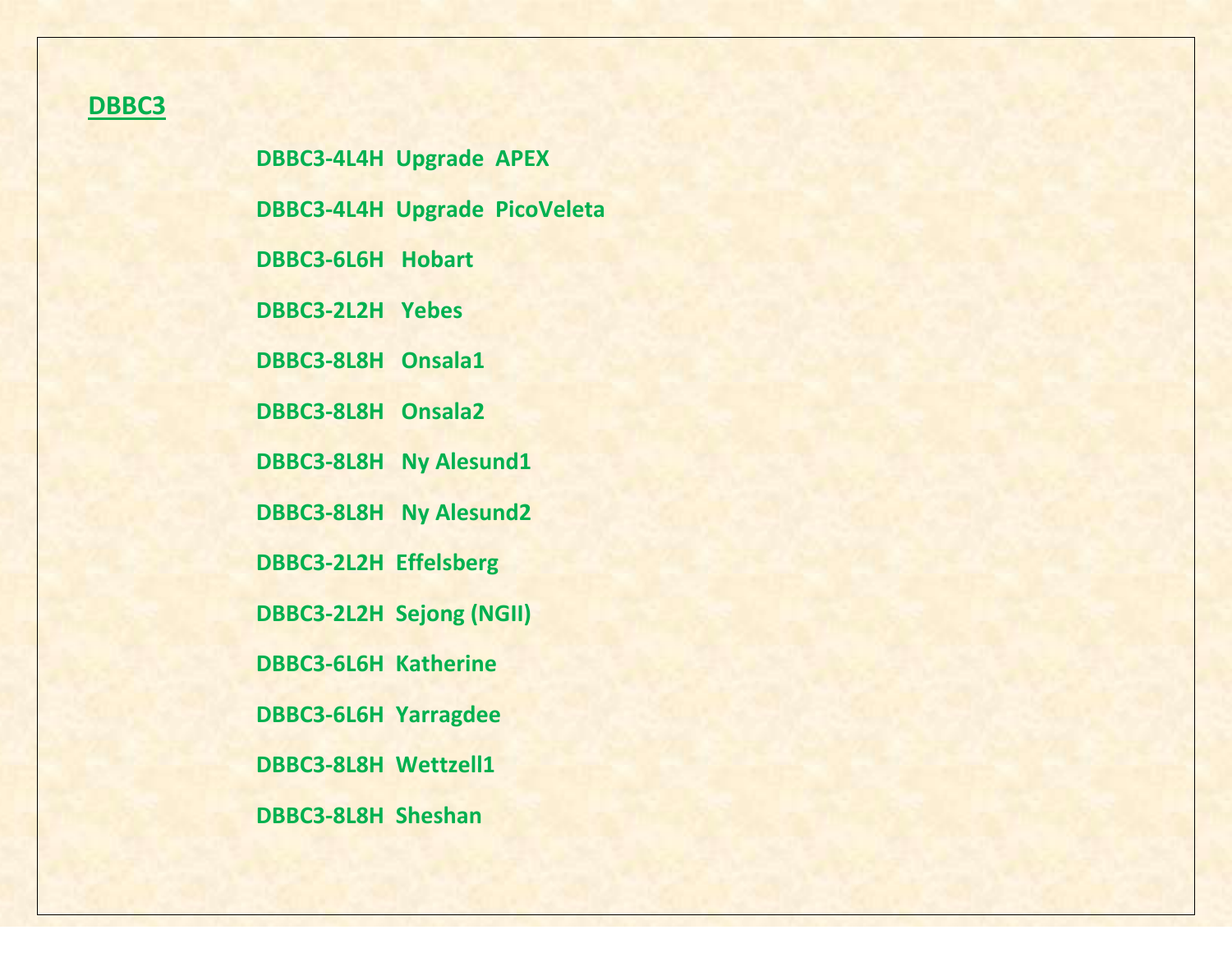## DBBC3

**DBBC3-4L4H Upgrade APEX**

**DBBC3-4L4H Upgrade PicoVeleta**

**DBBC3-6L6H Hobart**

**DBBC3-2L2H Yebes**

**DBBC3-8L8H Onsala1**

**DBBC3-8L8H Onsala2**

**DBBC3-8L8H Ny Alesund1**

**DBBC3-8L8H Ny Alesund2**

**DBBC3-2L2H Effelsberg**

**DBBC3-2L2H Sejong (NGII)**

**DBBC3-6L6H Katherine**

**DBBC3-6L6H Yarragdee**

**DBBC3-8L8H Wettzell1**

**DBBC3-8L8H Sheshan**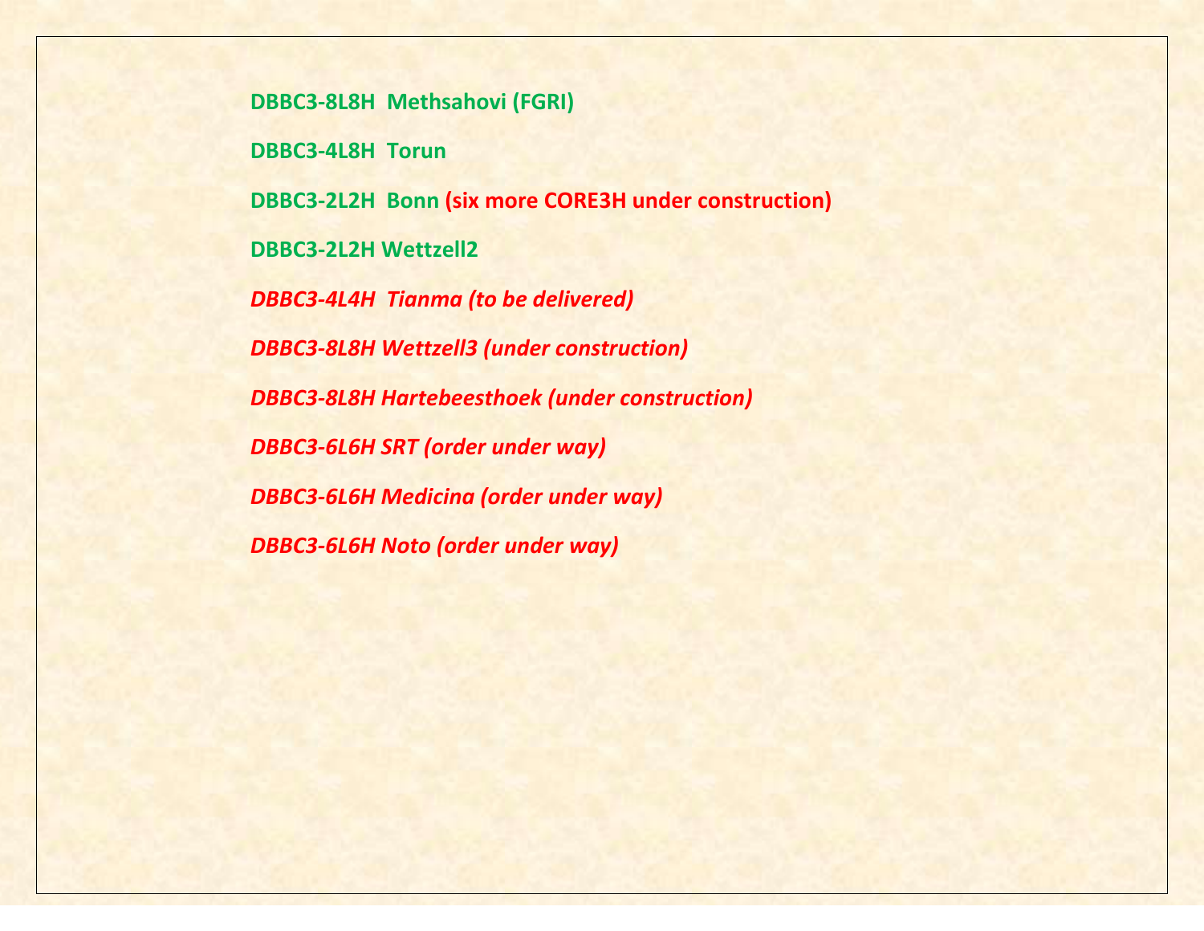**DBBC3-8L8H  Methsahovi (FGRI)**

**DBBC3-4L8H  Torun**

**DBBC3-2L2H  Bonn (six more CORE3H under construction)**

**DBBC3-2L2H Wettzell2**

***DBBC3-4L4H  Tianma (to be delivered)***

***DBBC3-8L8H Wettzell3 (under construction)***

***DBBC3-8L8H Hartebeesthoek (under construction)***

***DBBC3-6L6H SRT (order under way)***

***DBBC3-6L6H Medicina (order under way)***

***DBBC3-6L6H Noto (order under way)***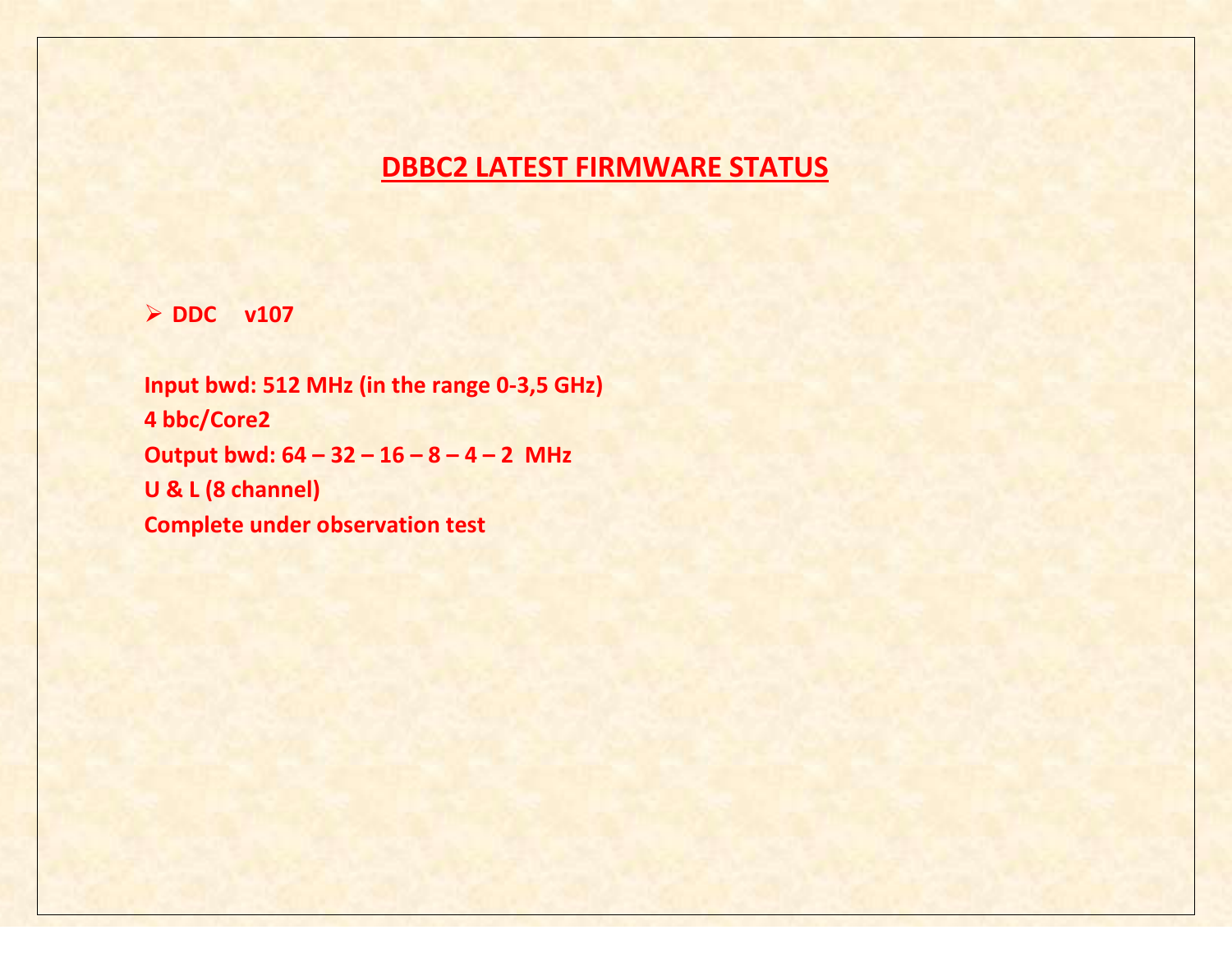## DBBC2 LATEST FIRMWARE STATUS

- **DDC v107**

**Input bwd: 512 MHz (in the range 0-3,5 GHz)**
**4 bbc/Core2**
**Output bwd: 64 – 32 – 16 – 8 – 4 – 2 MHz**
**U & L (8 channel)**
**Complete under observation test**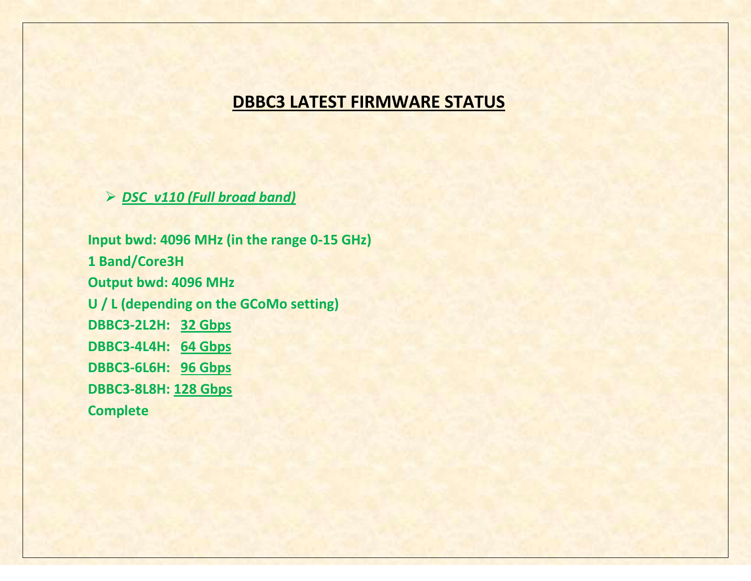# DBBC3 LATEST FIRMWARE STATUS

- ***DSC_v110 (Full broad band)***

**Input bwd: 4096 MHz (in the range 0-15 GHz)**
**1 Band/Core3H**
**Output bwd: 4096 MHz**
**U / L (depending on the GCoMo setting)**
**DBBC3-2L2H: 32 Gbps**
**DBBC3-4L4H: 64 Gbps**
**DBBC3-6L6H: 96 Gbps**
**DBBC3-8L8H: 128 Gbps**
**Complete**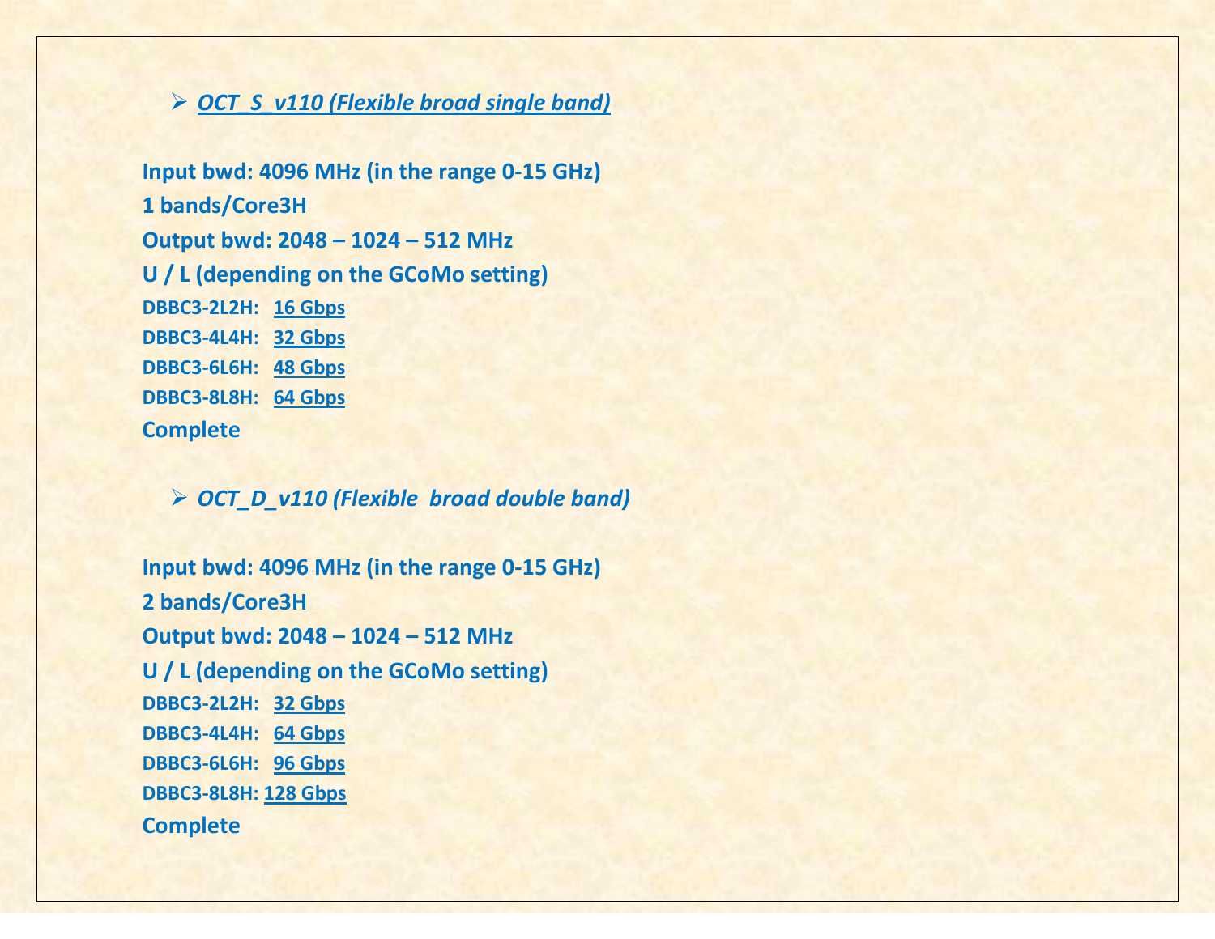- ***OCT_S_v110 (Flexible broad single band)***

**Input bwd: 4096 MHz (in the range 0-15 GHz)**

**1 bands/Core3H**

**Output bwd: 2048 – 1024 – 512 MHz**

**U / L (depending on the GCoMo setting)**

**DBBC3-2L2H: 16 Gbps**

**DBBC3-4L4H: 32 Gbps**

**DBBC3-6L6H: 48 Gbps**

**DBBC3-8L8H: 64 Gbps**

**Complete**

- ***OCT_D_v110 (Flexible broad double band)***

**Input bwd: 4096 MHz (in the range 0-15 GHz)**

**2 bands/Core3H**

**Output bwd: 2048 – 1024 – 512 MHz**

**U / L (depending on the GCoMo setting)**

**DBBC3-2L2H: 32 Gbps**

**DBBC3-4L4H: 64 Gbps**

**DBBC3-6L6H: 96 Gbps**

**DBBC3-8L8H: 128 Gbps**

**Complete**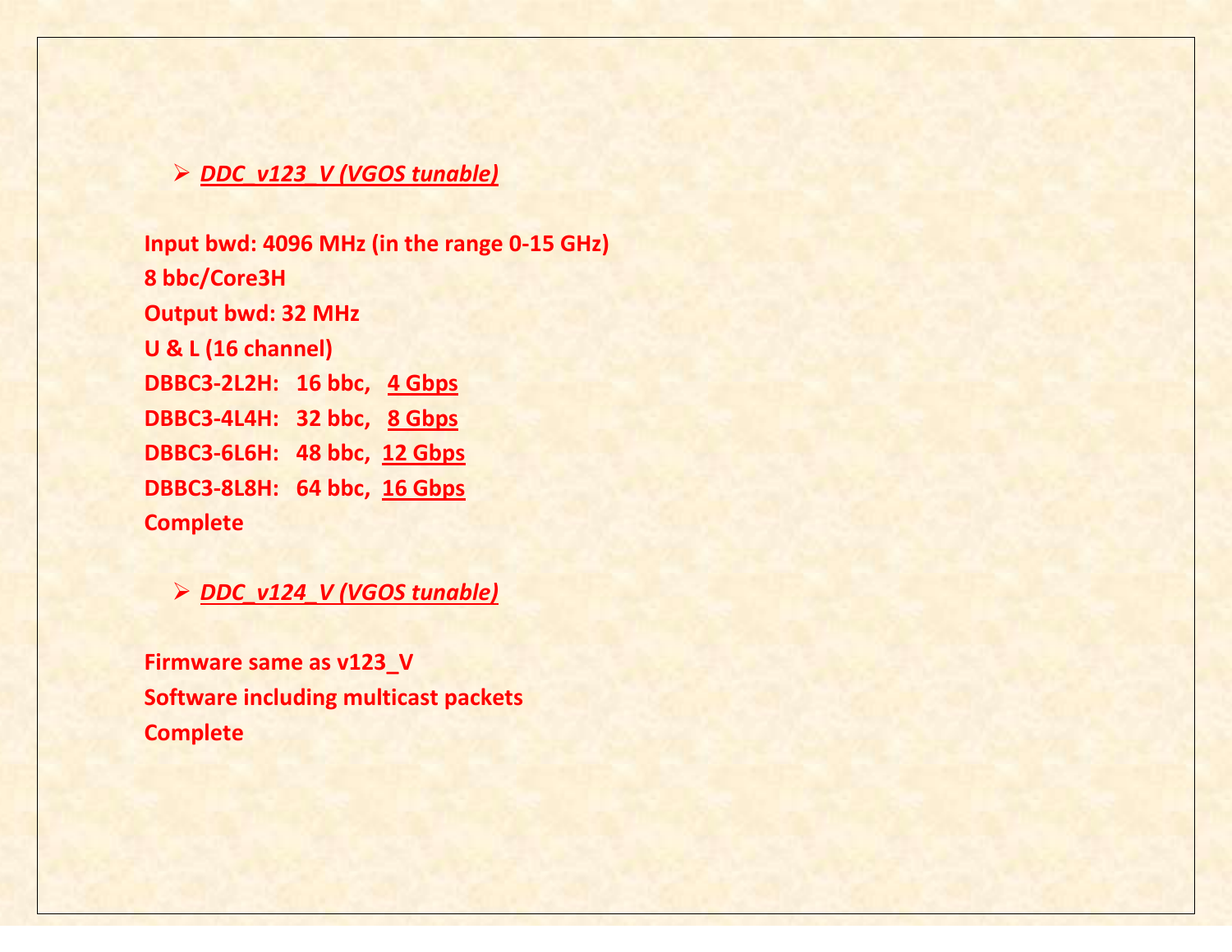- ***DDC_v123_V (VGOS tunable)***

**Input bwd: 4096 MHz (in the range 0-15 GHz)**
**8 bbc/Core3H**
**Output bwd: 32 MHz**
**U & L (16 channel)**
**DBBC3-2L2H: 16 bbc, 4 Gbps**
**DBBC3-4L4H: 32 bbc, 8 Gbps**
**DBBC3-6L6H: 48 bbc, 12 Gbps**
**DBBC3-8L8H: 64 bbc, 16 Gbps**
**Complete**

- ***DDC_v124_V (VGOS tunable)***

**Firmware same as v123_V**
**Software including multicast packets**
**Complete**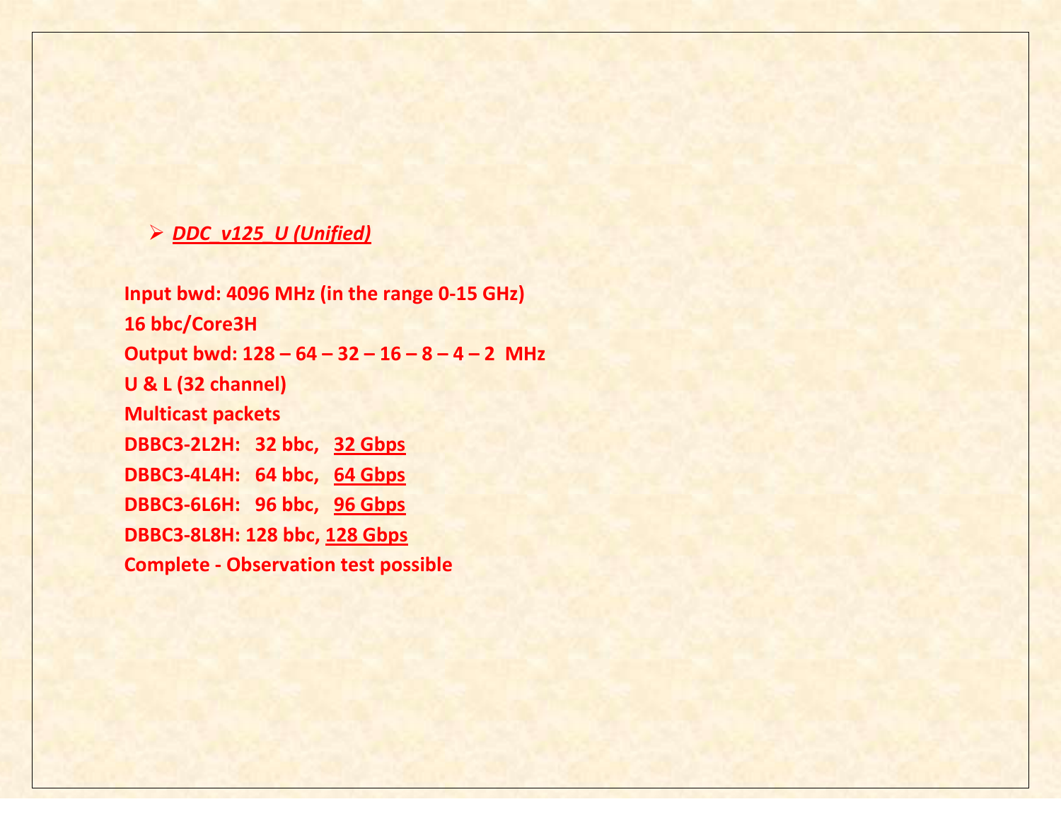- ***DDC_v125_U (Unified)***

**Input bwd: 4096 MHz (in the range 0-15 GHz)**
**16 bbc/Core3H**
**Output bwd: 128 – 64 – 32 – 16 – 8 – 4 – 2 MHz**
**U & L (32 channel)**
**Multicast packets**
**DBBC3-2L2H: 32 bbc, 32 Gbps**
**DBBC3-4L4H: 64 bbc, 64 Gbps**
**DBBC3-6L6H: 96 bbc, 96 Gbps**
**DBBC3-8L8H: 128 bbc, 128 Gbps**
**Complete - Observation test possible**